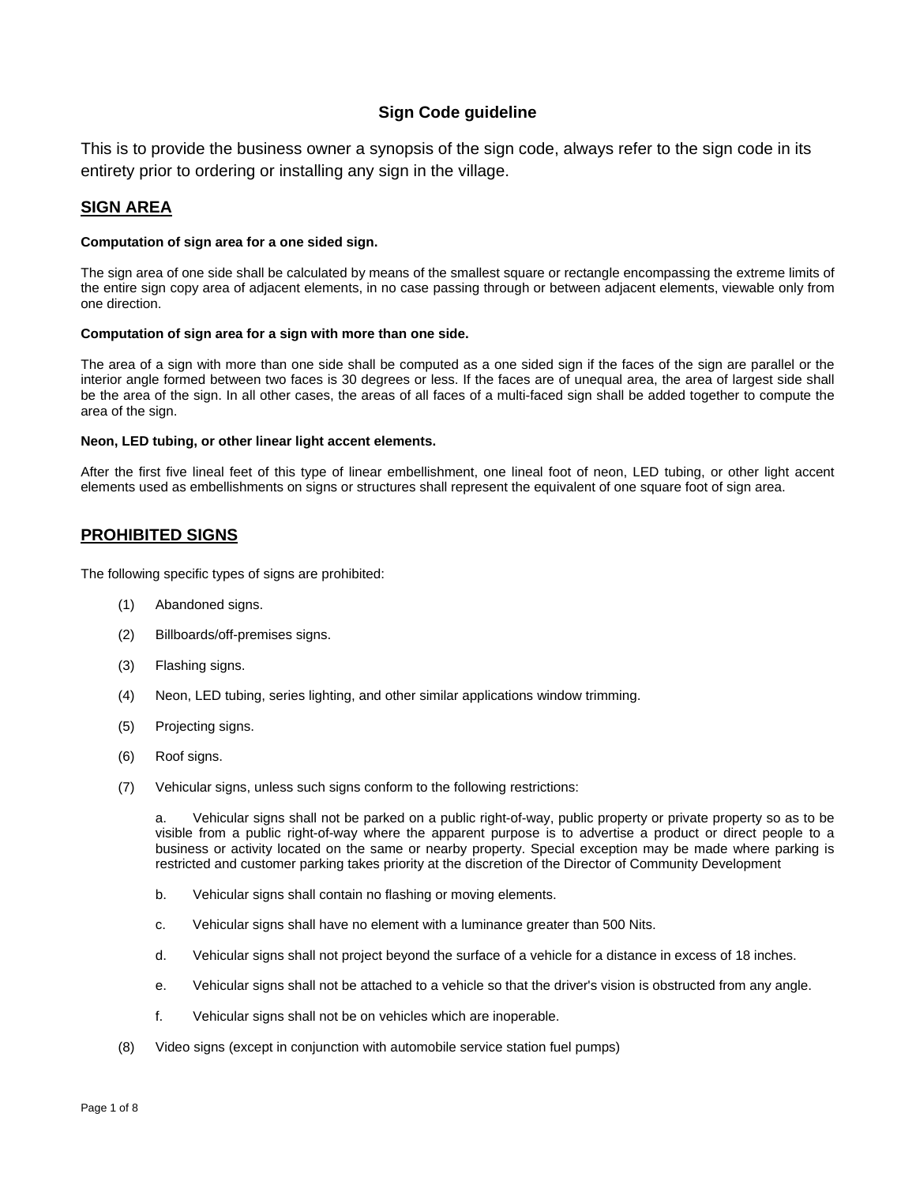# Sign Code guideline

This is to provide the business owner a synopsis of the sign code, always refer to the sign code in its entirety prior to ordering or installing any sign in the village.

## SIGN AREA

**Computation of sign area for a one sided sign.**

The sign area of one side shall be calculated by means of the smallest square or rectangle encompassing the extreme limits of the entire sign copy area of adjacent elements, in no case passing through or between adjacent elements, viewable only from one direction.

**Computation of sign area for a sign with more than one side.**

The area of a sign with more than one side shall be computed as a one sided sign if the faces of the sign are parallel or the interior angle formed between two faces is 30 degrees or less. If the faces are of unequal area, the area of largest side shall be the area of the sign. In all other cases, the areas of all faces of a multi-faced sign shall be added together to compute the area of the sign.

**Neon, LED tubing, or other linear light accent elements.**

After the first five lineal feet of this type of linear embellishment, one lineal foot of neon, LED tubing, or other light accent elements used as embellishments on signs or structures shall represent the equivalent of one square foot of sign area.

## PROHIBITED SIGNS

The following specific types of signs are prohibited:

(1) Abandoned signs.

(2) Billboards/off-premises signs.

(3) Flashing signs.

(4) Neon, LED tubing, series lighting, and other similar applications window trimming.

(5) Projecting signs.

(6) Roof signs.

(7) Vehicular signs, unless such signs conform to the following restrictions:

a. Vehicular signs shall not be parked on a public right-of-way, public property or private property so as to be visible from a public right-of-way where the apparent purpose is to advertise a product or direct people to a business or activity located on the same or nearby property. Special exception may be made where parking is restricted and customer parking takes priority at the discretion of the Director of Community Development

b. Vehicular signs shall contain no flashing or moving elements.

c. Vehicular signs shall have no element with a luminance greater than 500 Nits.

d. Vehicular signs shall not project beyond the surface of a vehicle for a distance in excess of 18 inches.

e. Vehicular signs shall not be attached to a vehicle so that the driver's vision is obstructed from any angle.

f. Vehicular signs shall not be on vehicles which are inoperable.

(8) Video signs (except in conjunction with automobile service station fuel pumps)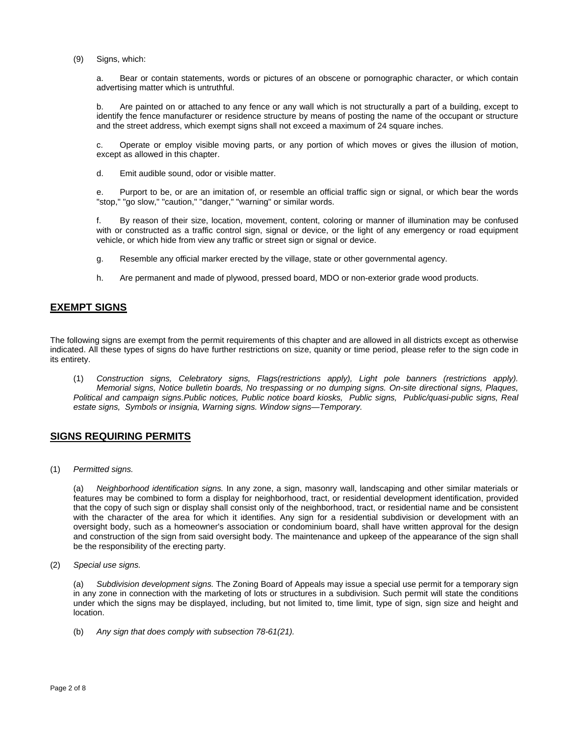(9) Signs, which:

a. Bear or contain statements, words or pictures of an obscene or pornographic character, or which contain advertising matter which is untruthful.

b. Are painted on or attached to any fence or any wall which is not structurally a part of a building, except to identify the fence manufacturer or residence structure by means of posting the name of the occupant or structure and the street address, which exempt signs shall not exceed a maximum of 24 square inches.

c. Operate or employ visible moving parts, or any portion of which moves or gives the illusion of motion, except as allowed in this chapter.

d. Emit audible sound, odor or visible matter.

e. Purport to be, or are an imitation of, or resemble an official traffic sign or signal, or which bear the words "stop," "go slow," "caution," "danger," "warning" or similar words.

f. By reason of their size, location, movement, content, coloring or manner of illumination may be confused with or constructed as a traffic control sign, signal or device, or the light of any emergency or road equipment vehicle, or which hide from view any traffic or street sign or signal or device.

g. Resemble any official marker erected by the village, state or other governmental agency.

h. Are permanent and made of plywood, pressed board, MDO or non-exterior grade wood products.

## EXEMPT SIGNS

The following signs are exempt from the permit requirements of this chapter and are allowed in all districts except as otherwise indicated. All these types of signs do have further restrictions on size, quanity or time period, please refer to the sign code in its entirety.

(1) *Construction signs, Celebratory signs, Flags(restrictions apply), Light pole banners (restrictions apply). Memorial signs, Notice bulletin boards, No trespassing or no dumping signs. On-site directional signs, Plaques, Political and campaign signs.Public notices, Public notice board kiosks, Public signs, Public/quasi-public signs, Real estate signs, Symbols or insignia, Warning signs. Window signs—Temporary.*

## SIGNS REQUIRING PERMITS

(1) *Permitted signs.*

(a) *Neighborhood identification signs.* In any zone, a sign, masonry wall, landscaping and other similar materials or features may be combined to form a display for neighborhood, tract, or residential development identification, provided that the copy of such sign or display shall consist only of the neighborhood, tract, or residential name and be consistent with the character of the area for which it identifies. Any sign for a residential subdivision or development with an oversight body, such as a homeowner's association or condominium board, shall have written approval for the design and construction of the sign from said oversight body. The maintenance and upkeep of the appearance of the sign shall be the responsibility of the erecting party.

(2) *Special use signs.*

(a) *Subdivision development signs.* The Zoning Board of Appeals may issue a special use permit for a temporary sign in any zone in connection with the marketing of lots or structures in a subdivision. Such permit will state the conditions under which the signs may be displayed, including, but not limited to, time limit, type of sign, sign size and height and location.

(b) *Any sign that does comply with subsection 78-61(21).*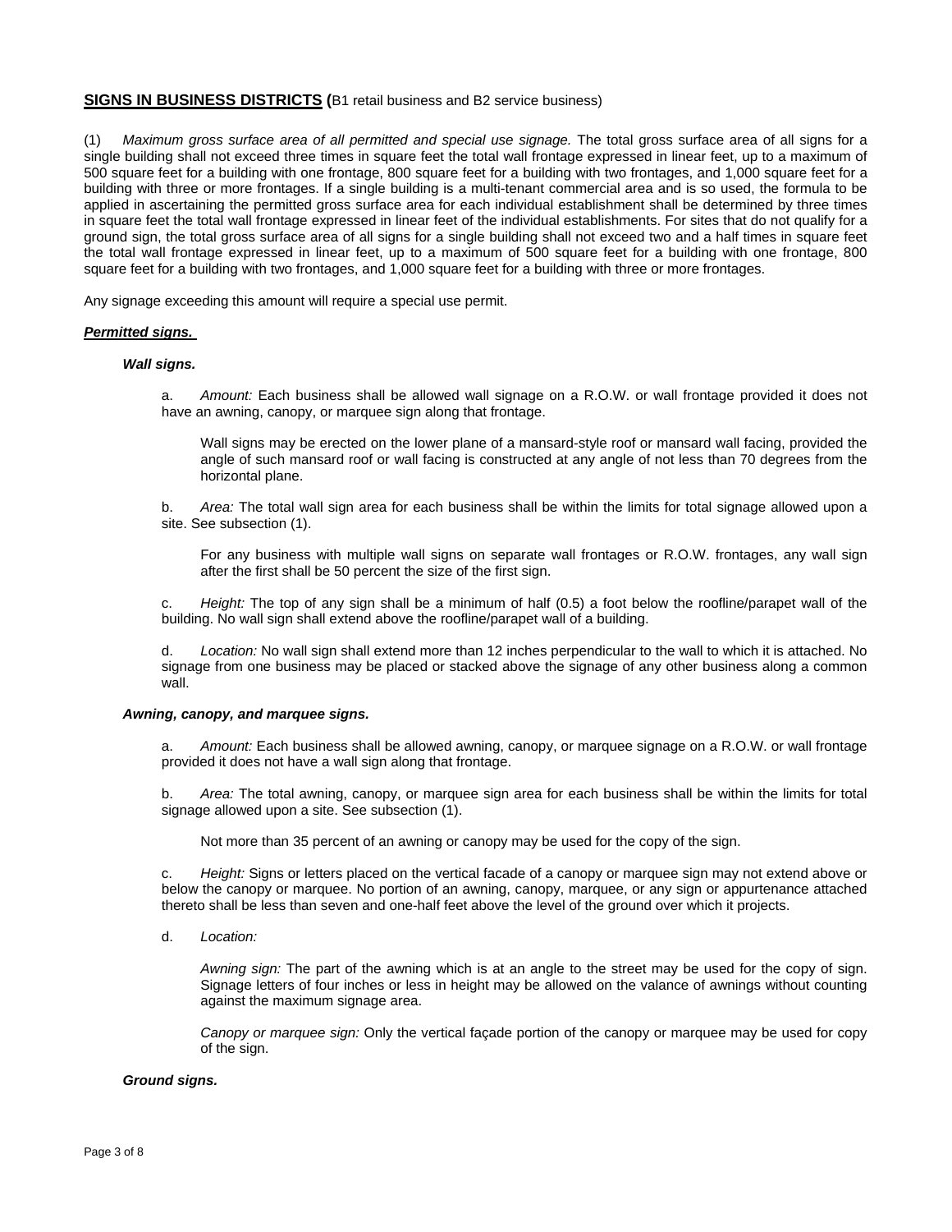## **SIGNS IN BUSINESS DISTRICTS (**B1 retail business and B2 service business)

(1) *Maximum gross surface area of all permitted and special use signage.* The total gross surface area of all signs for a single building shall not exceed three times in square feet the total wall frontage expressed in linear feet, up to a maximum of 500 square feet for a building with one frontage, 800 square feet for a building with two frontages, and 1,000 square feet for a building with three or more frontages. If a single building is a multi-tenant commercial area and is so used, the formula to be applied in ascertaining the permitted gross surface area for each individual establishment shall be determined by three times in square feet the total wall frontage expressed in linear feet of the individual establishments. For sites that do not qualify for a ground sign, the total gross surface area of all signs for a single building shall not exceed two and a half times in square feet the total wall frontage expressed in linear feet, up to a maximum of 500 square feet for a building with one frontage, 800 square feet for a building with two frontages, and 1,000 square feet for a building with three or more frontages.

Any signage exceeding this amount will require a special use permit.

***Permitted signs.***

***Wall signs.***

a. *Amount:* Each business shall be allowed wall signage on a R.O.W. or wall frontage provided it does not have an awning, canopy, or marquee sign along that frontage.

Wall signs may be erected on the lower plane of a mansard-style roof or mansard wall facing, provided the angle of such mansard roof or wall facing is constructed at any angle of not less than 70 degrees from the horizontal plane.

b. *Area:* The total wall sign area for each business shall be within the limits for total signage allowed upon a site. See subsection (1).

For any business with multiple wall signs on separate wall frontages or R.O.W. frontages, any wall sign after the first shall be 50 percent the size of the first sign.

c. *Height:* The top of any sign shall be a minimum of half (0.5) a foot below the roofline/parapet wall of the building. No wall sign shall extend above the roofline/parapet wall of a building.

d. *Location:* No wall sign shall extend more than 12 inches perpendicular to the wall to which it is attached. No signage from one business may be placed or stacked above the signage of any other business along a common wall.

***Awning, canopy, and marquee signs.***

a. *Amount:* Each business shall be allowed awning, canopy, or marquee signage on a R.O.W. or wall frontage provided it does not have a wall sign along that frontage.

b. *Area:* The total awning, canopy, or marquee sign area for each business shall be within the limits for total signage allowed upon a site. See subsection (1).

Not more than 35 percent of an awning or canopy may be used for the copy of the sign.

c. *Height:* Signs or letters placed on the vertical facade of a canopy or marquee sign may not extend above or below the canopy or marquee. No portion of an awning, canopy, marquee, or any sign or appurtenance attached thereto shall be less than seven and one-half feet above the level of the ground over which it projects.

d. *Location:*

*Awning sign:* The part of the awning which is at an angle to the street may be used for the copy of sign. Signage letters of four inches or less in height may be allowed on the valance of awnings without counting against the maximum signage area.

*Canopy or marquee sign:* Only the vertical façade portion of the canopy or marquee may be used for copy of the sign.

***Ground signs.***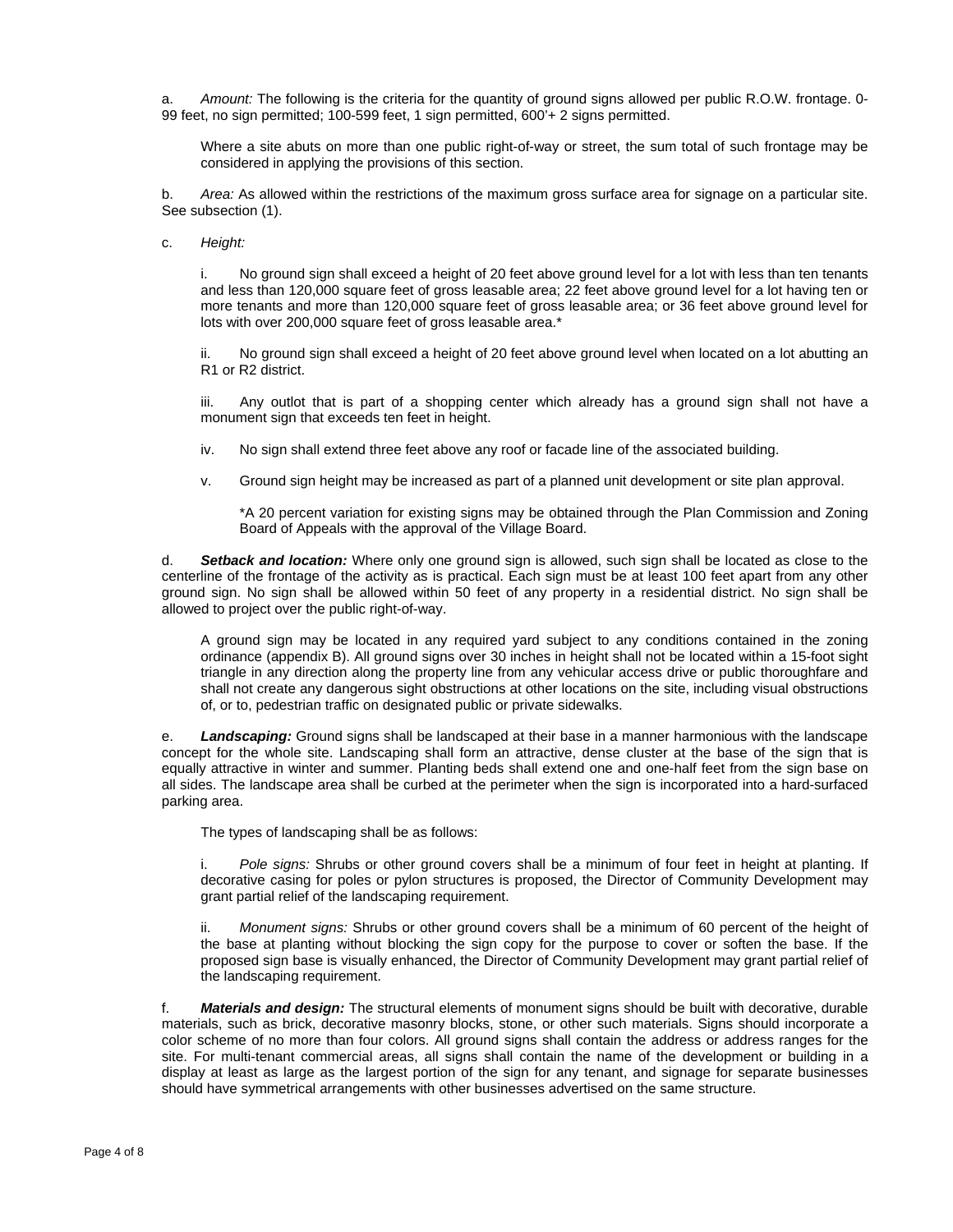a. *Amount:* The following is the criteria for the quantity of ground signs allowed per public R.O.W. frontage. 0-99 feet, no sign permitted; 100-599 feet, 1 sign permitted, 600'+ 2 signs permitted.

Where a site abuts on more than one public right-of-way or street, the sum total of such frontage may be considered in applying the provisions of this section.

b. *Area:* As allowed within the restrictions of the maximum gross surface area for signage on a particular site. See subsection (1).

c. *Height:*

i. No ground sign shall exceed a height of 20 feet above ground level for a lot with less than ten tenants and less than 120,000 square feet of gross leasable area; 22 feet above ground level for a lot having ten or more tenants and more than 120,000 square feet of gross leasable area; or 36 feet above ground level for lots with over 200,000 square feet of gross leasable area.*

ii. No ground sign shall exceed a height of 20 feet above ground level when located on a lot abutting an R1 or R2 district.

iii. Any outlot that is part of a shopping center which already has a ground sign shall not have a monument sign that exceeds ten feet in height.

iv. No sign shall extend three feet above any roof or facade line of the associated building.

v. Ground sign height may be increased as part of a planned unit development or site plan approval.

*A 20 percent variation for existing signs may be obtained through the Plan Commission and Zoning Board of Appeals with the approval of the Village Board.

d. ***Setback and location:*** Where only one ground sign is allowed, such sign shall be located as close to the centerline of the frontage of the activity as is practical. Each sign must be at least 100 feet apart from any other ground sign. No sign shall be allowed within 50 feet of any property in a residential district. No sign shall be allowed to project over the public right-of-way.

A ground sign may be located in any required yard subject to any conditions contained in the zoning ordinance (appendix B). All ground signs over 30 inches in height shall not be located within a 15-foot sight triangle in any direction along the property line from any vehicular access drive or public thoroughfare and shall not create any dangerous sight obstructions at other locations on the site, including visual obstructions of, or to, pedestrian traffic on designated public or private sidewalks.

e. ***Landscaping:*** Ground signs shall be landscaped at their base in a manner harmonious with the landscape concept for the whole site. Landscaping shall form an attractive, dense cluster at the base of the sign that is equally attractive in winter and summer. Planting beds shall extend one and one-half feet from the sign base on all sides. The landscape area shall be curbed at the perimeter when the sign is incorporated into a hard-surfaced parking area.

The types of landscaping shall be as follows:

i. *Pole signs:* Shrubs or other ground covers shall be a minimum of four feet in height at planting. If decorative casing for poles or pylon structures is proposed, the Director of Community Development may grant partial relief of the landscaping requirement.

ii. *Monument signs:* Shrubs or other ground covers shall be a minimum of 60 percent of the height of the base at planting without blocking the sign copy for the purpose to cover or soften the base. If the proposed sign base is visually enhanced, the Director of Community Development may grant partial relief of the landscaping requirement.

f. ***Materials and design:*** The structural elements of monument signs should be built with decorative, durable materials, such as brick, decorative masonry blocks, stone, or other such materials. Signs should incorporate a color scheme of no more than four colors. All ground signs shall contain the address or address ranges for the site. For multi-tenant commercial areas, all signs shall contain the name of the development or building in a display at least as large as the largest portion of the sign for any tenant, and signage for separate businesses should have symmetrical arrangements with other businesses advertised on the same structure.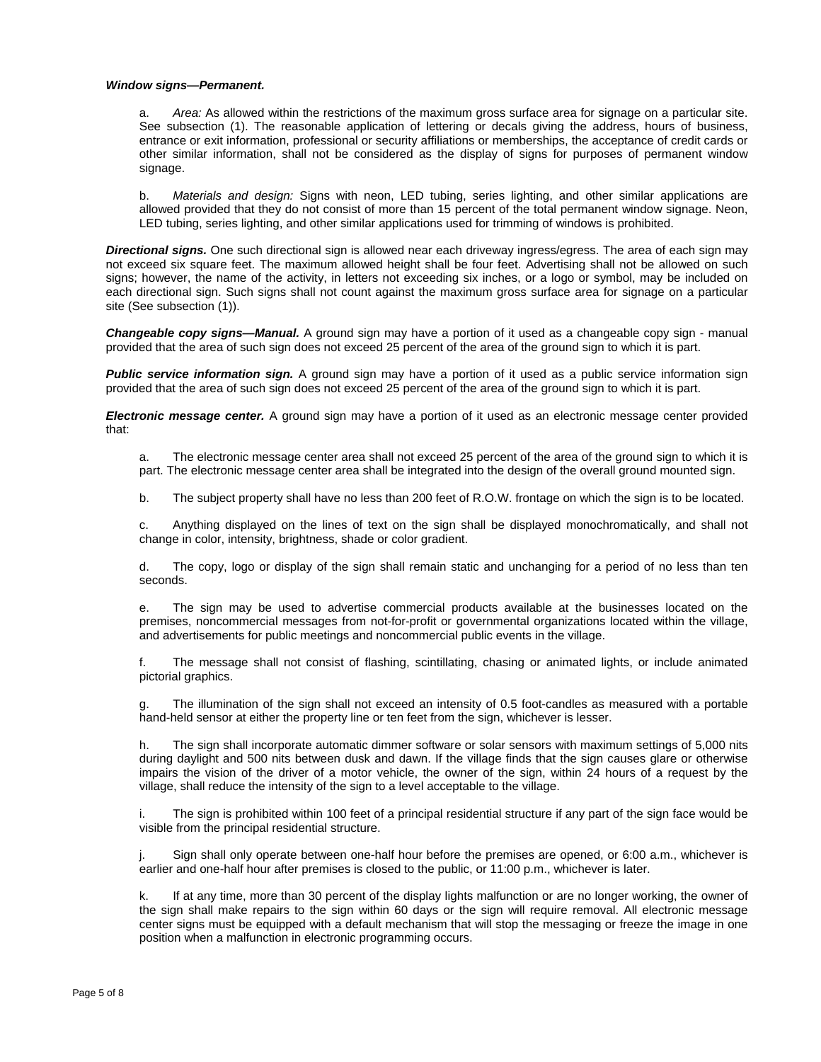***Window signs—Permanent.***

a. *Area:* As allowed within the restrictions of the maximum gross surface area for signage on a particular site. See subsection (1). The reasonable application of lettering or decals giving the address, hours of business, entrance or exit information, professional or security affiliations or memberships, the acceptance of credit cards or other similar information, shall not be considered as the display of signs for purposes of permanent window signage.

b. *Materials and design:* Signs with neon, LED tubing, series lighting, and other similar applications are allowed provided that they do not consist of more than 15 percent of the total permanent window signage. Neon, LED tubing, series lighting, and other similar applications used for trimming of windows is prohibited.

***Directional signs.*** One such directional sign is allowed near each driveway ingress/egress. The area of each sign may not exceed six square feet. The maximum allowed height shall be four feet. Advertising shall not be allowed on such signs; however, the name of the activity, in letters not exceeding six inches, or a logo or symbol, may be included on each directional sign. Such signs shall not count against the maximum gross surface area for signage on a particular site (See subsection (1)).

***Changeable copy signs—Manual.*** A ground sign may have a portion of it used as a changeable copy sign - manual provided that the area of such sign does not exceed 25 percent of the area of the ground sign to which it is part.

***Public service information sign.*** A ground sign may have a portion of it used as a public service information sign provided that the area of such sign does not exceed 25 percent of the area of the ground sign to which it is part.

***Electronic message center.*** A ground sign may have a portion of it used as an electronic message center provided that:

a. The electronic message center area shall not exceed 25 percent of the area of the ground sign to which it is part. The electronic message center area shall be integrated into the design of the overall ground mounted sign.

b. The subject property shall have no less than 200 feet of R.O.W. frontage on which the sign is to be located.

c. Anything displayed on the lines of text on the sign shall be displayed monochromatically, and shall not change in color, intensity, brightness, shade or color gradient.

d. The copy, logo or display of the sign shall remain static and unchanging for a period of no less than ten seconds.

e. The sign may be used to advertise commercial products available at the businesses located on the premises, noncommercial messages from not-for-profit or governmental organizations located within the village, and advertisements for public meetings and noncommercial public events in the village.

f. The message shall not consist of flashing, scintillating, chasing or animated lights, or include animated pictorial graphics.

g. The illumination of the sign shall not exceed an intensity of 0.5 foot-candles as measured with a portable hand-held sensor at either the property line or ten feet from the sign, whichever is lesser.

h. The sign shall incorporate automatic dimmer software or solar sensors with maximum settings of 5,000 nits during daylight and 500 nits between dusk and dawn. If the village finds that the sign causes glare or otherwise impairs the vision of the driver of a motor vehicle, the owner of the sign, within 24 hours of a request by the village, shall reduce the intensity of the sign to a level acceptable to the village.

i. The sign is prohibited within 100 feet of a principal residential structure if any part of the sign face would be visible from the principal residential structure.

j. Sign shall only operate between one-half hour before the premises are opened, or 6:00 a.m., whichever is earlier and one-half hour after premises is closed to the public, or 11:00 p.m., whichever is later.

k. If at any time, more than 30 percent of the display lights malfunction or are no longer working, the owner of the sign shall make repairs to the sign within 60 days or the sign will require removal. All electronic message center signs must be equipped with a default mechanism that will stop the messaging or freeze the image in one position when a malfunction in electronic programming occurs.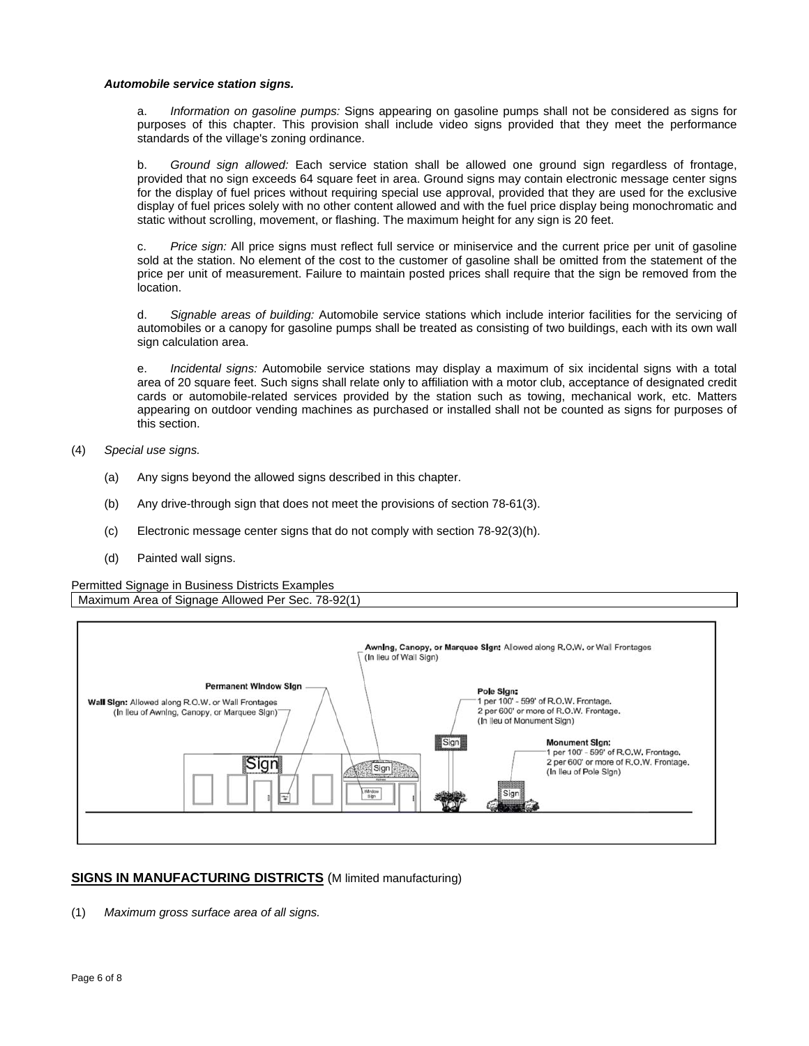***Automobile service station signs.***

a. *Information on gasoline pumps:* Signs appearing on gasoline pumps shall not be considered as signs for purposes of this chapter. This provision shall include video signs provided that they meet the performance standards of the village's zoning ordinance.

b. *Ground sign allowed:* Each service station shall be allowed one ground sign regardless of frontage, provided that no sign exceeds 64 square feet in area. Ground signs may contain electronic message center signs for the display of fuel prices without requiring special use approval, provided that they are used for the exclusive display of fuel prices solely with no other content allowed and with the fuel price display being monochromatic and static without scrolling, movement, or flashing. The maximum height for any sign is 20 feet.

c. *Price sign:* All price signs must reflect full service or miniservice and the current price per unit of gasoline sold at the station. No element of the cost to the customer of gasoline shall be omitted from the statement of the price per unit of measurement. Failure to maintain posted prices shall require that the sign be removed from the location.

d. *Signable areas of building:* Automobile service stations which include interior facilities for the servicing of automobiles or a canopy for gasoline pumps shall be treated as consisting of two buildings, each with its own wall sign calculation area.

e. *Incidental signs:* Automobile service stations may display a maximum of six incidental signs with a total area of 20 square feet. Such signs shall relate only to affiliation with a motor club, acceptance of designated credit cards or automobile-related services provided by the station such as towing, mechanical work, etc. Matters appearing on outdoor vending machines as purchased or installed shall not be counted as signs for purposes of this section.

(4) *Special use signs.*

(a) Any signs beyond the allowed signs described in this chapter.

(b) Any drive-through sign that does not meet the provisions of section 78-61(3).

(c) Electronic message center signs that do not comply with section 78-92(3)(h).

(d) Painted wall signs.

Permitted Signage in Business Districts Examples

| Maximum Area of Signage Allowed Per Sec. 78-92(1) |
| --- |

**Wall Sign:** Allowed along R.O.W. or Wall Frontages (In lieu of Awning, Canopy, or Marquee Sign)

**Permanent Window Sign**

**Awning, Canopy, or Marquee Sign:** Allowed along R.O.W. or Wall Frontages (In lieu of Wall Sign)

**Pole Sign:** 1 per 100' - 599' of R.O.W. Frontage. 2 per 600' or more of R.O.W. Frontage. (In lieu of Monument Sign)

**Monument Sign:** 1 per 100' – 599' of R.O.W. Frontage. 2 per 600' or more of R.O.W. Frontage. (In lieu of Pole Sign)

## SIGNS IN MANUFACTURING DISTRICTS (M limited manufacturing)

(1) *Maximum gross surface area of all signs.*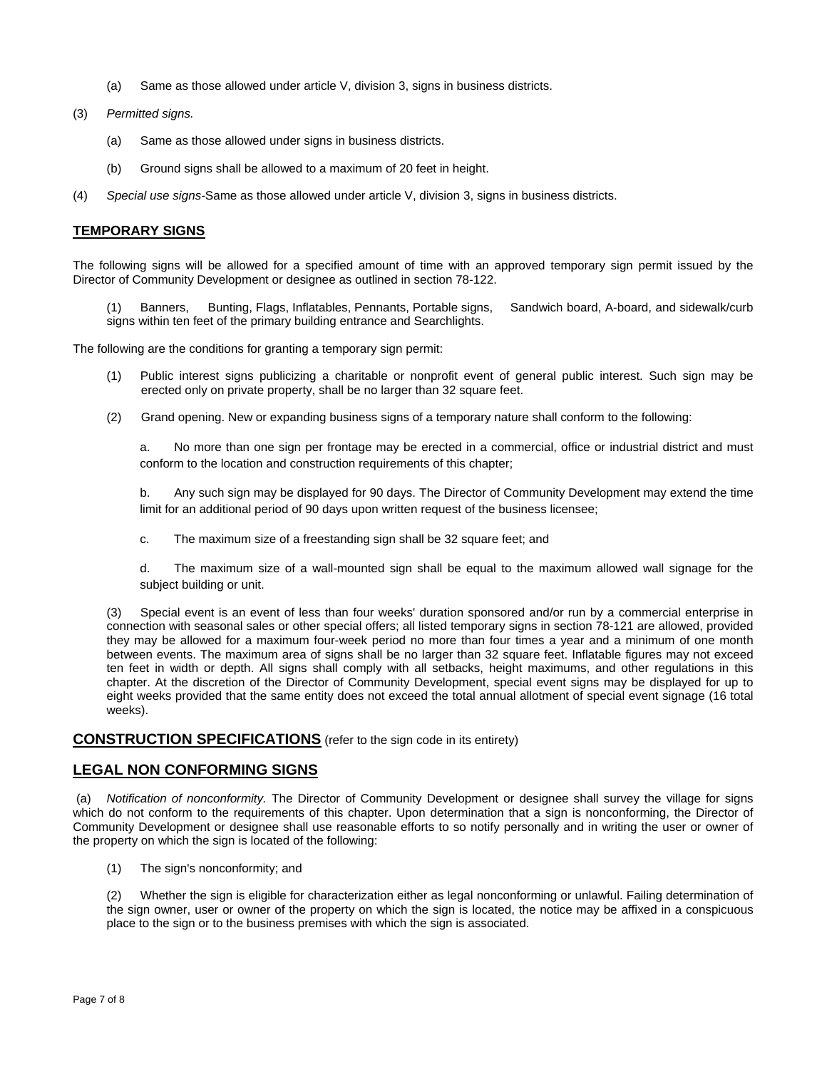(a) Same as those allowed under article V, division 3, signs in business districts.

(3) *Permitted signs.*

(a) Same as those allowed under signs in business districts.

(b) Ground signs shall be allowed to a maximum of 20 feet in height.

(4) *Special use signs*-Same as those allowed under article V, division 3, signs in business districts.

## TEMPORARY SIGNS

The following signs will be allowed for a specified amount of time with an approved temporary sign permit issued by the Director of Community Development or designee as outlined in section 78-122.

(1) Banners, Bunting, Flags, Inflatables, Pennants, Portable signs, Sandwich board, A-board, and sidewalk/curb signs within ten feet of the primary building entrance and Searchlights.

The following are the conditions for granting a temporary sign permit:

(1) Public interest signs publicizing a charitable or nonprofit event of general public interest. Such sign may be erected only on private property, shall be no larger than 32 square feet.

(2) Grand opening. New or expanding business signs of a temporary nature shall conform to the following:

a. No more than one sign per frontage may be erected in a commercial, office or industrial district and must conform to the location and construction requirements of this chapter;

b. Any such sign may be displayed for 90 days. The Director of Community Development may extend the time limit for an additional period of 90 days upon written request of the business licensee;

c. The maximum size of a freestanding sign shall be 32 square feet; and

d. The maximum size of a wall-mounted sign shall be equal to the maximum allowed wall signage for the subject building or unit.

(3) Special event is an event of less than four weeks' duration sponsored and/or run by a commercial enterprise in connection with seasonal sales or other special offers; all listed temporary signs in section 78-121 are allowed, provided they may be allowed for a maximum four-week period no more than four times a year and a minimum of one month between events. The maximum area of signs shall be no larger than 32 square feet. Inflatable figures may not exceed ten feet in width or depth. All signs shall comply with all setbacks, height maximums, and other regulations in this chapter. At the discretion of the Director of Community Development, special event signs may be displayed for up to eight weeks provided that the same entity does not exceed the total annual allotment of special event signage (16 total weeks).

## CONSTRUCTION SPECIFICATIONS (refer to the sign code in its entirety)

## LEGAL NON CONFORMING SIGNS

(a) *Notification of nonconformity.* The Director of Community Development or designee shall survey the village for signs which do not conform to the requirements of this chapter. Upon determination that a sign is nonconforming, the Director of Community Development or designee shall use reasonable efforts to so notify personally and in writing the user or owner of the property on which the sign is located of the following:

(1) The sign's nonconformity; and

(2) Whether the sign is eligible for characterization either as legal nonconforming or unlawful. Failing determination of the sign owner, user or owner of the property on which the sign is located, the notice may be affixed in a conspicuous place to the sign or to the business premises with which the sign is associated.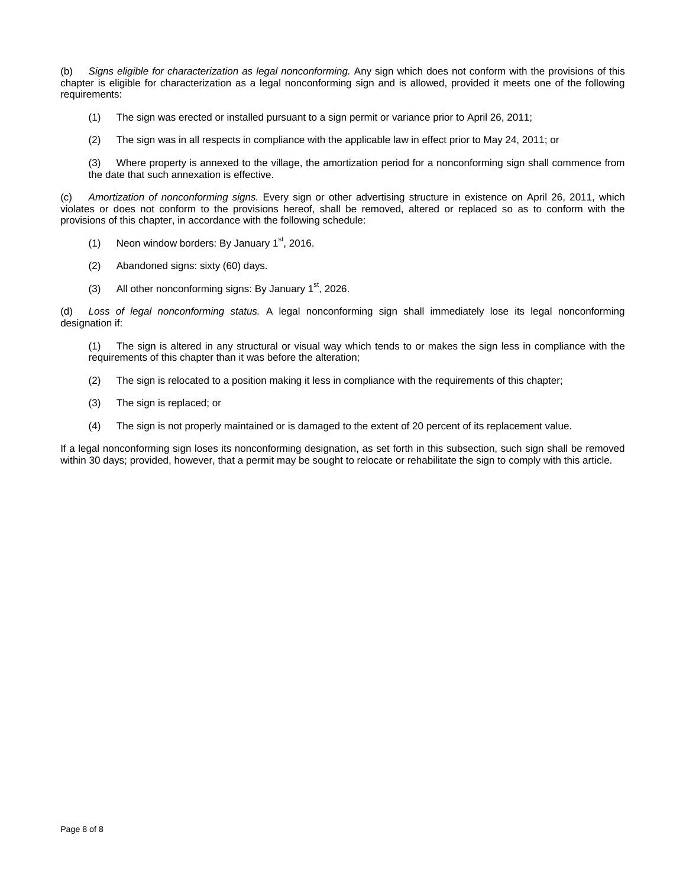(b) *Signs eligible for characterization as legal nonconforming.* Any sign which does not conform with the provisions of this chapter is eligible for characterization as a legal nonconforming sign and is allowed, provided it meets one of the following requirements:

(1) The sign was erected or installed pursuant to a sign permit or variance prior to April 26, 2011;

(2) The sign was in all respects in compliance with the applicable law in effect prior to May 24, 2011; or

(3) Where property is annexed to the village, the amortization period for a nonconforming sign shall commence from the date that such annexation is effective.

(c) *Amortization of nonconforming signs.* Every sign or other advertising structure in existence on April 26, 2011, which violates or does not conform to the provisions hereof, shall be removed, altered or replaced so as to conform with the provisions of this chapter, in accordance with the following schedule:

(1) Neon window borders: By January 1st, 2016.

(2) Abandoned signs: sixty (60) days.

(3) All other nonconforming signs: By January 1st, 2026.

(d) *Loss of legal nonconforming status.* A legal nonconforming sign shall immediately lose its legal nonconforming designation if:

(1) The sign is altered in any structural or visual way which tends to or makes the sign less in compliance with the requirements of this chapter than it was before the alteration;

(2) The sign is relocated to a position making it less in compliance with the requirements of this chapter;

(3) The sign is replaced; or

(4) The sign is not properly maintained or is damaged to the extent of 20 percent of its replacement value.

If a legal nonconforming sign loses its nonconforming designation, as set forth in this subsection, such sign shall be removed within 30 days; provided, however, that a permit may be sought to relocate or rehabilitate the sign to comply with this article.